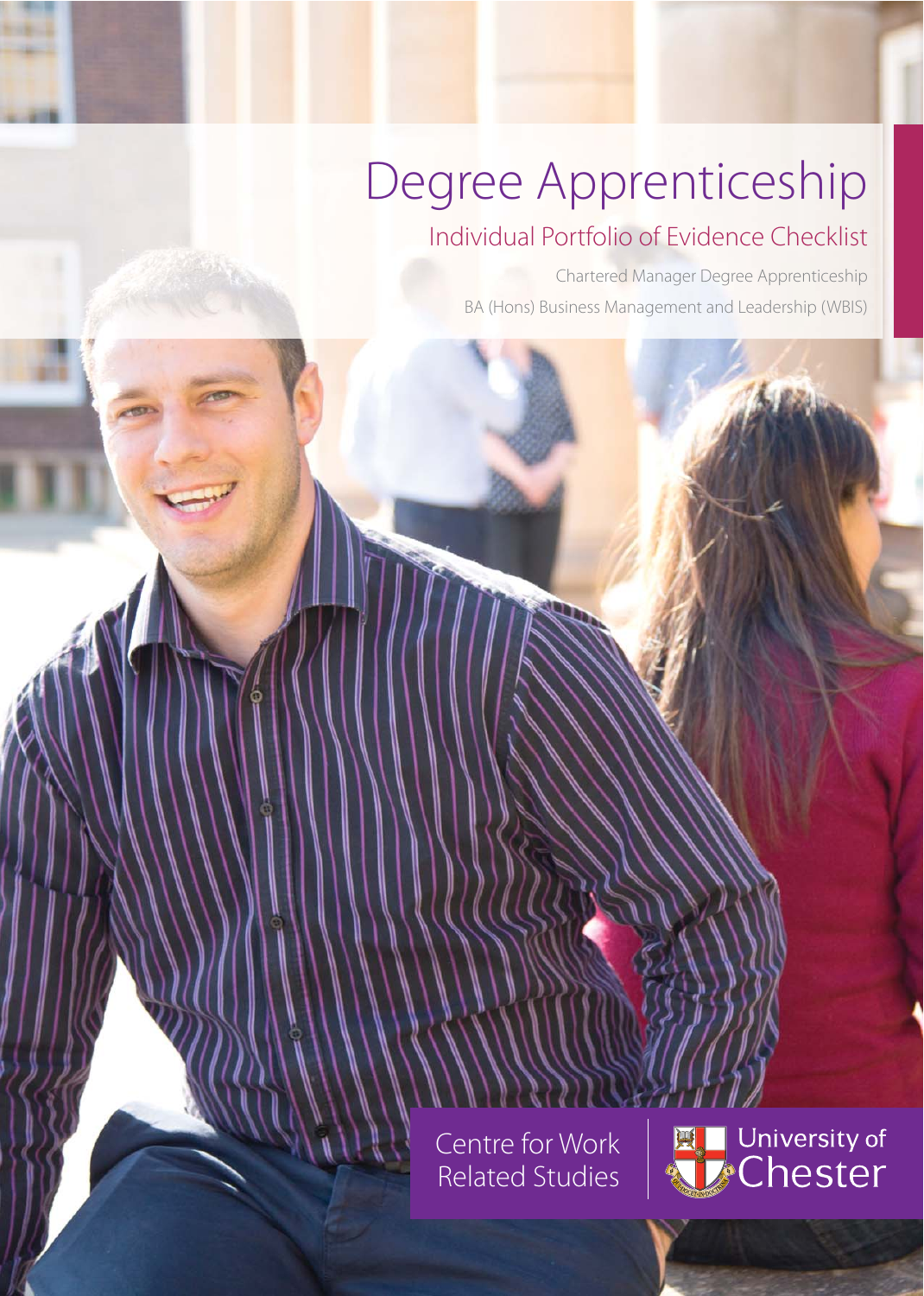# Degree Apprenticeship

## Individual Portfolio of Evidence Checklist

Chartered Manager Degree Apprenticeship

BA (Hons) Business Management and Leadership (WBIS)

Centre for Work Related Studies

University of Chester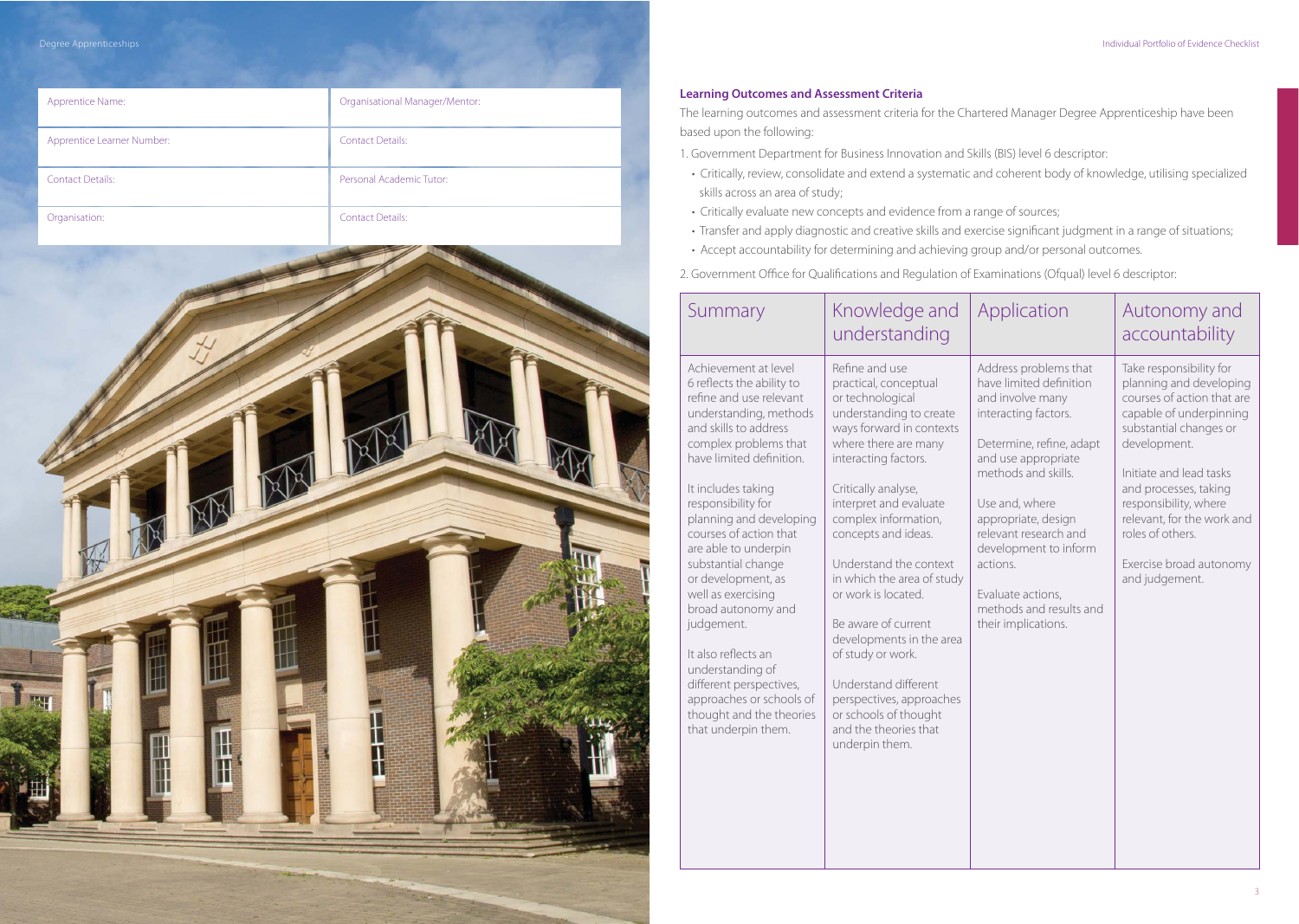| Apprentice Name: | Organisational Manager/Mentor: |
|---|---|
| Apprentice Learner Number: | Contact Details: |
| Contact Details: | Personal Academic Tutor: |
| Organisation: | Contact Details: |

**Learning Outcomes and Assessment Criteria**

The learning outcomes and assessment criteria for the Chartered Manager Degree Apprenticeship have been based upon the following:

1. Government Department for Business Innovation and Skills (BIS) level 6 descriptor:
   - Critically, review, consolidate and extend a systematic and coherent body of knowledge, utilising specialized skills across an area of study;
   - Critically evaluate new concepts and evidence from a range of sources;
   - Transfer and apply diagnostic and creative skills and exercise significant judgment in a range of situations;
   - Accept accountability for determining and achieving group and/or personal outcomes.

2. Government Office for Qualifications and Regulation of Examinations (Ofqual) level 6 descriptor:

| Summary | Knowledge and understanding | Application | Autonomy and accountability |
|---|---|---|---|
| Achievement at level 6 reflects the ability to refine and use relevant understanding, methods and skills to address complex problems that have limited definition.<br><br>It includes taking responsibility for planning and developing courses of action that are able to underpin substantial change or development, as well as exercising broad autonomy and judgement.<br><br>It also reflects an understanding of different perspectives, approaches or schools of thought and the theories that underpin them. | Refine and use practical, conceptual or technological understanding to create ways forward in contexts where there are many interacting factors.<br><br>Critically analyse, interpret and evaluate complex information, concepts and ideas.<br><br>Understand the context in which the area of study or work is located.<br><br>Be aware of current developments in the area of study or work.<br><br>Understand different perspectives, approaches or schools of thought and the theories that underpin them. | Address problems that have limited definition and involve many interacting factors.<br><br>Determine, refine, adapt and use appropriate methods and skills.<br><br>Use and, where appropriate, design relevant research and development to inform actions.<br><br>Evaluate actions, methods and results and their implications. | Take responsibility for planning and developing courses of action that are capable of underpinning substantial changes or development.<br><br>Initiate and lead tasks and processes, taking responsibility, where relevant, for the work and roles of others.<br><br>Exercise broad autonomy and judgement. |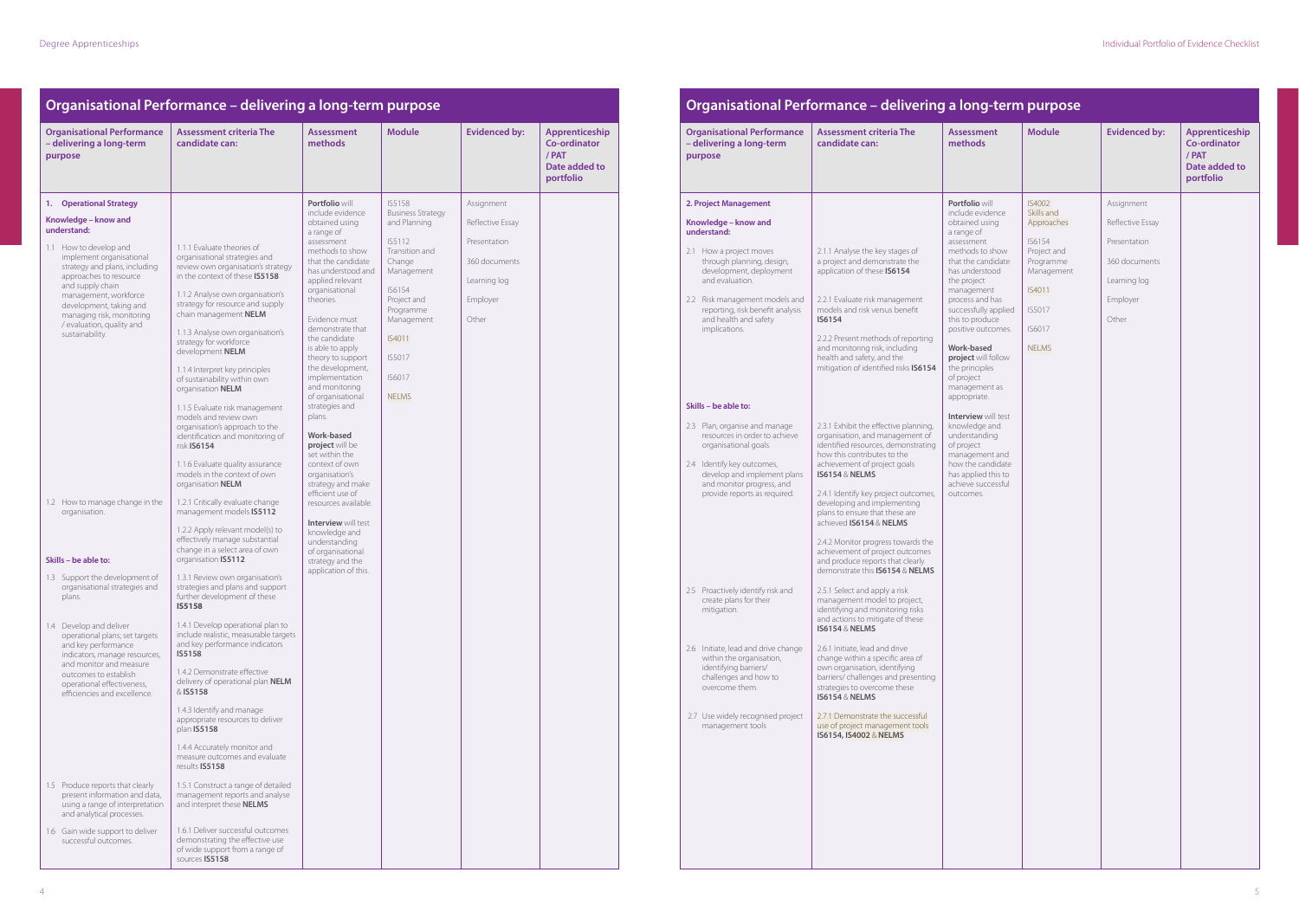## Organisational Performance – delivering a long-term purpose

| Organisational Performance – delivering a long-term purpose | Assessment criteria The candidate can: | Assessment methods | Module | Evidenced by: | Apprenticeship Co-ordinator / PAT Date added to portfolio |
|---|---|---|---|---|---|
| **1. Operational Strategy**<br><br>**Knowledge – know and understand:**<br><br>1.1 How to develop and implement organisational strategy and plans, including approaches to resource and supply chain management, workforce development, taking and managing risk, monitoring / evaluation, quality and sustainability. | 1.1.1 Evaluate theories of organisational strategies and review own organisation's strategy in the context of these **IS5158**<br><br>1.1.2 Analyse own organisation's strategy for resource and supply chain management **NELM**<br><br>1.1.3 Analyse own organisation's strategy for workforce development **NELM**<br><br>1.1.4 Interpret key principles of sustainability within own organisation **NELM**<br><br>1.1.5 Evaluate risk management models and review own organisation's approach to the identification and monitoring of risk **IS6154**<br><br>1.1.6 Evaluate quality assurance models in the context of own organisation **NELM** | **Portfolio** will include evidence obtained using a range of assessment methods to show that the candidate has understood and applied relevant organisational theories.<br><br>Evidence must demonstrate that the candidate is able to apply theory to support the development, implementation and monitoring of organisational strategies and plans.<br><br>**Work-based project** will be set within the context of own organisation's strategy and make efficient use of resources available.<br><br>**Interview** will test knowledge and understanding of organisational strategy and the application of this. | IS5158 Business Strategy and Planning<br><br>IS5112 Transition and Change Management<br><br>IS6154 Project and Programme Management<br><br>IS4011<br><br>IS5017<br><br>IS6017<br><br>NELMS | Assignment<br><br>Reflective Essay<br><br>Presentation<br><br>360 documents<br><br>Learning log<br><br>Employer<br><br>Other | |
| 1.2 How to manage change in the organisation. | 1.2.1 Critically evaluate change management models **IS5112**<br><br>1.2.2 Apply relevant model(s) to effectively manage substantial change in a select area of own organisation **IS5112** | | | | |
| **Skills – be able to:**<br><br>1.3 Support the development of organisational strategies and plans. | 1.3.1 Review own organisation's strategies and plans and support further development of these **IS5158** | | | | |
| 1.4 Develop and deliver operational plans; set targets and key performance indicators, manage resources, and monitor and measure outcomes to establish operational effectiveness, efficiencies and excellence. | 1.4.1 Develop operational plan to include realistic, measurable targets and key performance indicators **IS5158**<br><br>1.4.2 Demonstrate effective delivery of operational plan **NELM** & **IS5158**<br><br>1.4.3 Identify and manage appropriate resources to deliver plan **IS5158**<br><br>1.4.4 Accurately monitor and measure outcomes and evaluate results **IS5158** | | | | |
| 1.5 Produce reports that clearly present information and data, using a range of interpretation and analytical processes. | 1.5.1 Construct a range of detailed management reports and analyse and interpret these **NELMS** | | | | |
| 1.6 Gain wide support to deliver successful outcomes. | 1.6.1 Deliver successful outcomes demonstrating the effective use of wide support from a range of sources **IS5158** | | | | |

## Organisational Performance – delivering a long-term purpose

| Organisational Performance – delivering a long-term purpose | Assessment criteria The candidate can: | Assessment methods | Module | Evidenced by: | Apprenticeship Co-ordinator / PAT Date added to portfolio |
|---|---|---|---|---|---|
| **2. Project Management**<br><br>**Knowledge – know and understand:**<br><br>2.1 How a project moves through planning, design, development, deployment and evaluation. | 2.1.1 Analyse the key stages of a project and demonstrate the application of these **IS6154** | **Portfolio** will include evidence obtained using a range of assessment methods to show that the candidate has understood the project management process and has successfully applied this to produce positive outcomes.<br><br>**Work-based project** will follow the principles of project management as appropriate.<br><br>**Interview** will test knowledge and understanding of project management and how the candidate has applied this to achieve successful outcomes. | IS4002 Skills and Approaches<br><br>IS6154 Project and Programme Management<br><br>IS4011<br><br>IS5017<br><br>IS6017<br><br>NELMS | Assignment<br><br>Reflective Essay<br><br>Presentation<br><br>360 documents<br><br>Learning log<br><br>Employer<br><br>Other | |
| 2.2 Risk management models and reporting, risk benefit analysis and health and safety implications. | 2.2.1 Evaluate risk management models and risk versus benefit **IS6154**<br><br>2.2.2 Present methods of reporting and monitoring risk, including health and safety, and the mitigation of identified risks **IS6154** | | | | |
| **Skills – be able to:**<br><br>2.3 Plan, organise and manage resources in order to achieve organisational goals. | 2.3.1 Exhibit the effective planning, organisation, and management of identified resources, demonstrating how this contributes to the achievement of project goals **IS6154** & **NELMS** | | | | |
| 2.4 Identify key outcomes, develop and implement plans and monitor progress, and provide reports as required. | 2.4.1 Identify key project outcomes, developing and implementing plans to ensure that these are achieved **IS6154** & **NELMS**<br><br>2.4.2 Monitor progress towards the achievement of project outcomes and produce reports that clearly demonstrate this **IS6154** & **NELMS** | | | | |
| 2.5 Proactively identify risk and create plans for their mitigation. | 2.5.1 Select and apply a risk management model to project, identifying and monitoring risks and actions to mitigate of these **IS6154** & **NELMS** | | | | |
| 2.6 Initiate, lead and drive change within the organisation, identifying barriers/ challenges and how to overcome them. | 2.6.1 Initiate, lead and drive change within a specific area of own organisation, identifying barriers/ challenges and presenting strategies to overcome these **IS6154** & **NELMS** | | | | |
| 2.7 Use widely recognised project management tools | 2.7.1 Demonstrate the successful use of project management tools **IS6154, IS4002** & **NELMS** | | | | |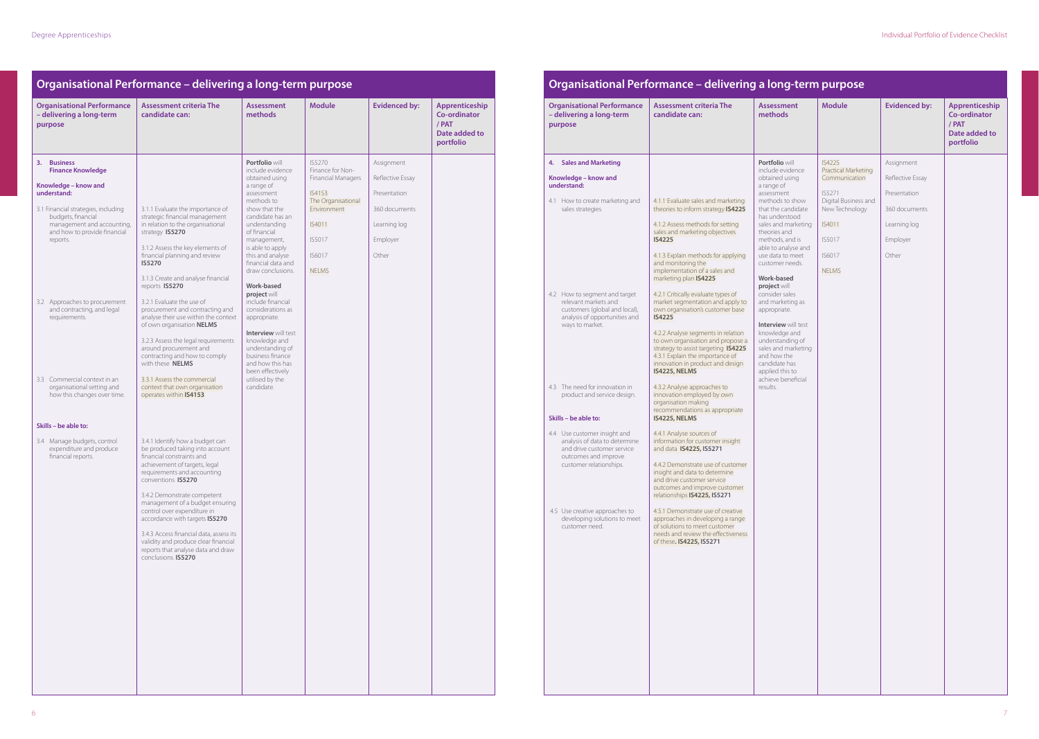## Organisational Performance – delivering a long-term purpose

| Organisational Performance – delivering a long-term purpose | Assessment criteria The candidate can: | Assessment methods | Module | Evidenced by: | Apprenticeship Co-ordinator / PAT Date added to portfolio |
|---|---|---|---|---|---|
| **3. Business Finance Knowledge** | | **Portfolio** will include evidence obtained using a range of assessment methods to show that the candidate has an understanding of financial management, is able to apply this and analyse financial data and draw conclusions. | IS5270 Finance for Non-Financial Managers | Assignment | |
| **Knowledge – know and understand:** | | **Work-based project** will include financial considerations as appropriate. | IS4153 The Organisational Environment | Reflective Essay | |
| 3.1 Financial strategies, including budgets, financial management and accounting, and how to provide financial reports. | 3.1.1 Evaluate the importance of strategic financial management in relation to the organisational strategy **IS5270**<br><br>3.1.2 Assess the key elements of financial planning and review **IS5270**<br><br>3.1.3 Create and analyse financial reports **IS5270** | **Interview** will test knowledge and understanding of business finance and how this has been effectively utilised by the candidate. | IS4011 | Presentation | |
| 3.2 Approaches to procurement and contracting, and legal requirements. | 3.2.1 Evaluate the use of procurement and contracting and analyse their use within the context of own organisation **NELMS**<br><br>3.2.3 Assess the legal requirements around procurement and contracting and how to comply with these **NELMS** | | IS5017 | 360 documents | |
| 3.3 Commercial context in an organisational setting and how this changes over time. | 3.3.1 Assess the commercial context that own organisation operates within **IS4153** | | IS6017 | Learning log | |
| **Skills – be able to:** | | | NELMS | Employer | |
| 3.4 Manage budgets, control expenditure and produce financial reports. | 3.4.1 Identify how a budget can be produced taking into account financial constraints and achievement of targets, legal requirements and accounting conventions **IS5270**<br><br>3.4.2 Demonstrate competent management of a budget ensuring control over expenditure in accordance with targets **IS5270**<br><br>3.4.3 Access financial data, assess its validity and produce clear financial reports that analyse data and draw conclusions. **IS5270** | | | Other | |

## Organisational Performance – delivering a long-term purpose

| Organisational Performance – delivering a long-term purpose | Assessment criteria The candidate can: | Assessment methods | Module | Evidenced by: | Apprenticeship Co-ordinator / PAT Date added to portfolio |
|---|---|---|---|---|---|
| **4. Sales and Marketing** | | **Portfolio** will include evidence obtained using a range of assessment methods to show that the candidate has understood sales and marketing theories and methods, and is able to analyse and use data to meet customer needs. | IS4225 Practical Marketing Communication | Assignment | |
| **Knowledge – know and understand:** | | **Work-based project** will consider sales and marketing as appropriate. | IS5271 Digital Business and New Technology | Reflective Essay | |
| 4.1 How to create marketing and sales strategies. | 4.1.1 Evaluate sales and marketing theories to inform strategy **IS4225**<br><br>4.1.2 Assess methods for setting sales and marketing objectives **IS4225**<br><br>4.1.3 Explain methods for applying and monitoring the implementation of a sales and marketing plan **IS4225** | **Interview** will test knowledge and understanding of sales and marketing and how the candidate has applied this to achieve beneficial results. | IS4011 | Presentation | |
| 4.2 How to segment and target relevant markets and customers (global and local), analysis of opportunities and ways to market. | 4.2.1 Critically evaluate types of market segmentation and apply to own organisation's customer base **IS4225**<br><br>4.2.2 Analyse segments in relation to own organisation and propose a strategy to assist targeting **IS4225** | | IS5017 | 360 documents | |
| 4.3 The need for innovation in product and service design. | 4.3.1 Explain the importance of innovation in product and design **IS4225, NELMS**<br><br>4.3.2 Analyse approaches to innovation employed by own organisation making recommendations as appropriate **IS4225, NELMS** | | IS6017 | Learning log | |
| **Skills – be able to:** | | | NELMS | Employer | |
| 4.4 Use customer insight and analysis of data to determine and drive customer service outcomes and improve customer relationships. | 4.4.1 Analyse sources of information for customer insight and data **IS4225, IS5271**<br><br>4.4.2 Demonstrate use of customer insight and data to determine and drive customer service outcomes and improve customer relationships **IS4225, IS5271** | | | Other | |
| 4.5 Use creative approaches to developing solutions to meet customer need. | 4.5.1 Demonstrate use of creative approaches in developing a range of solutions to meet customer needs and review the effectiveness of these. **IS4225, IS5271** | | | | |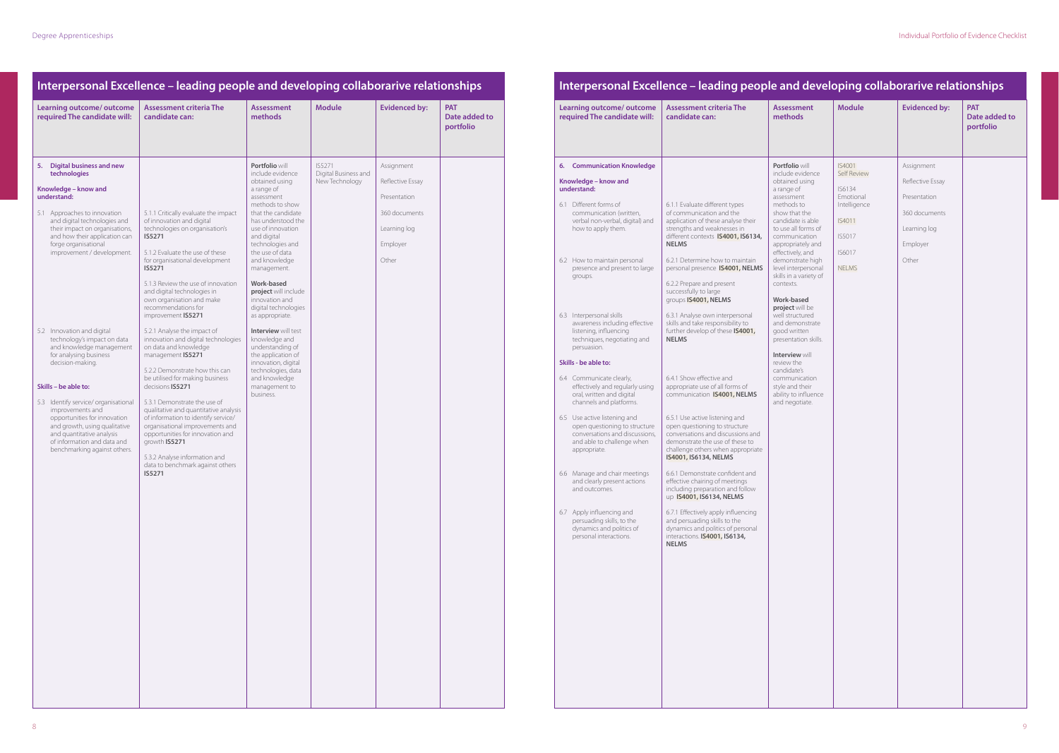## Interpersonal Excellence – leading people and developing collaborarive relationships

| Learning outcome/ outcome required The candidate will: | Assessment criteria The candidate can: | Assessment methods | Module | Evidenced by: | PAT Date added to portfolio |
|---|---|---|---|---|---|
| **5. Digital business and new technologies**<br><br>**Knowledge – know and understand:**<br><br>5.1 Approaches to innovation and digital technologies and their impact on organisations, and how their application can forge organisational improvement / development. | 5.1.1 Critically evaluate the impact of innovation and digital technologies on organisation's **IS5271**<br><br>5.1.2 Evaluate the use of these for organisational development **IS5271**<br><br>5.1.3 Review the use of innovation and digital technologies in own organisation and make recommendations for improvement **IS5271** | **Portfolio** will include evidence obtained using a range of assessment methods to show that the candidate has understood the use of innovation and digital technologies and the use of data and knowledge management.<br><br>**Work-based project** will include innovation and digital technologies as appropriate.<br><br>**Interview** will test knowledge and understanding of the application of innovation, digital technologies, data and knowledge management to business. | IS5271 Digital Business and New Technology | Assignment<br><br>Reflective Essay<br><br>Presentation<br><br>360 documents<br><br>Learning log<br><br>Employer<br><br>Other | |
| 5.2 Innovation and digital technology's impact on data and knowledge management for analysing business decision-making. | 5.2.1 Analyse the impact of innovation and digital technologies on data and knowledge management **IS5271**<br><br>5.2.2 Demonstrate how this can be utilised for making business decisions **IS5271** | | | | |
| **Skills – be able to:**<br><br>5.3 Identify service/ organisational improvements and opportunities for innovation and growth, using qualitative and quantitative analysis of information and data and benchmarking against others. | 5.3.1 Demonstrate the use of qualitative and quantitative analysis of information to identify service/ organisational improvements and opportunities for innovation and growth **IS5271**<br><br>5.3.2 Analyse information and data to benchmark against others **IS5271** | | | | |

## Interpersonal Excellence – leading people and developing collaborarive relationships

| Learning outcome/ outcome required The candidate will: | Assessment criteria The candidate can: | Assessment methods | Module | Evidenced by: | PAT Date added to portfolio |
|---|---|---|---|---|---|
| **6. Communication Knowledge**<br><br>**Knowledge – know and understand:**<br><br>6.1 Different forms of communication (written, verbal non-verbal, digital) and how to apply them. | 6.1.1 Evaluate different types of communication and the application of these analyse their strengths and weaknesses in different contexts **IS4001, IS6134, NELMS** | **Portfolio** will include evidence obtained using a range of assessment methods to show that the candidate is able to use all forms of communication appropriately and effectively, and demonstrate high level interpersonal skills in a variety of contexts.<br><br>**Work-based project** will be well structured and demonstrate good written presentation skills.<br><br>**Interview** will review the candidate's communication style and their ability to influence and negotiate. | IS4001 Self Review<br><br>IS6134 Emotional Intelligence<br><br>IS4011<br><br>IS5017<br><br>IS6017<br><br>NELMS | Assignment<br><br>Reflective Essay<br><br>Presentation<br><br>360 documents<br><br>Learning log<br><br>Employer<br><br>Other | |
| 6.2 How to maintain personal presence and present to large groups. | 6.2.1 Determine how to maintain personal presence **IS4001, NELMS**<br><br>6.2.2 Prepare and present successfully to large groups **IS4001, NELMS** | | | | |
| 6.3 Interpersonal skills awareness including effective listening, influencing techniques, negotiating and persuasion. | 6.3.1 Analyse own interpersonal skills and take responsibility to further develop of these **IS4001, NELMS** | | | | |
| **Skills - be able to:**<br><br>6.4 Communicate clearly, effectively and regularly using oral, written and digital channels and platforms. | 6.4.1 Show effective and appropriate use of all forms of communication **IS4001, NELMS** | | | | |
| 6.5 Use active listening and open questioning to structure conversations and discussions, and able to challenge when appropriate. | 6.5.1 Use active listening and open questioning to structure conversations and discussions and demonstrate the use of these to challenge others when appropriate **IS4001, IS6134, NELMS** | | | | |
| 6.6 Manage and chair meetings and clearly present actions and outcomes. | 6.6.1 Demonstrate confident and effective chairing of meetings including preparation and follow up **IS4001, IS6134, NELMS** | | | | |
| 6.7 Apply influencing and persuading skills, to the dynamics and politics of personal interactions. | 6.7.1 Effectively apply influencing and persuading skills to the dynamics and politics of personal interactions. **IS4001, IS6134, NELMS** | | | | |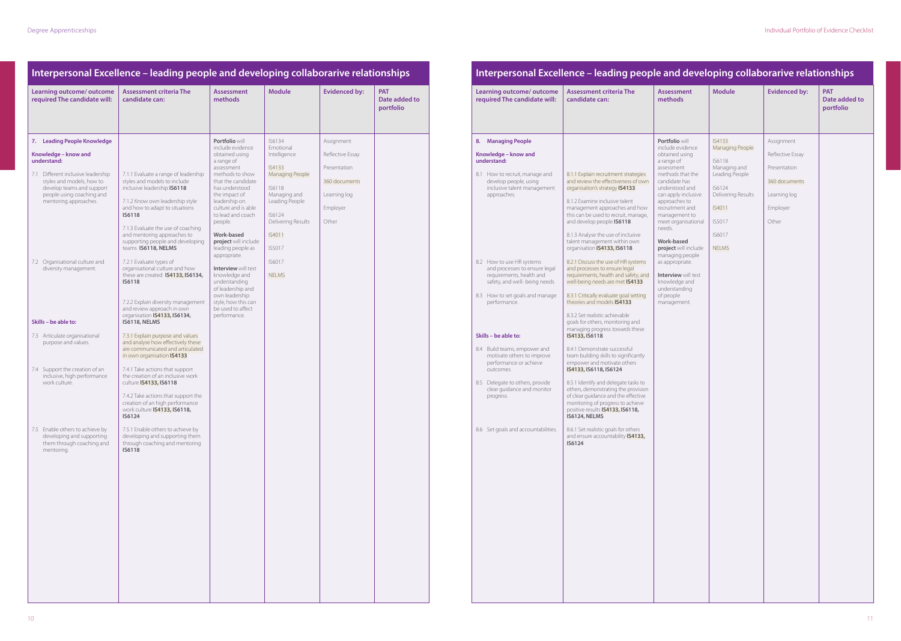## Interpersonal Excellence – leading people and developing collaborarive relationships

| Learning outcome/ outcome required The candidate will: | Assessment criteria The candidate can: | Assessment methods | Module | Evidenced by: | PAT Date added to portfolio |
|---|---|---|---|---|---|
| **7. Leading People Knowledge**<br><br>**Knowledge – know and understand:**<br><br>7.1 Different inclusive leadership styles and models, how to develop teams and support people using coaching and mentoring approaches. | 7.1.1 Evaluate a range of leadership styles and models to include inclusive leadership **IS6118**<br><br>7.1.2 Know own leadership style and how to adapt to situations **IS6118**<br><br>7.1.3 Evaluate the use of coaching and mentoring approaches to supporting people and developing teams **IS6118, NELMS** | **Portfolio** will include evidence obtained using a range of assessment methods to show that the candidate has understood the impact of leadership on culture and is able to lead and coach people.<br><br>**Work-based project** will include leading people as appropriate.<br><br>**Interview** will test knowledge and understanding of leadership and own leadership style, how this can be used to affect performance. | IS6134 Emotional Intelligence<br><br>IS4133 Managing People<br><br>IS6118 Managing and Leading People<br><br>IS6124 Delivering Results<br><br>IS4011<br><br>IS5017<br><br>IS6017<br><br>NELMS | Assignment<br><br>Reflective Essay<br><br>Presentation<br><br>360 documents<br><br>Learning log<br><br>Employer<br><br>Other | |
| 7.2 Organisational culture and diversity management. | 7.2.1 Evaluate types of organisational culture and how these are created **IS4133, IS6134, IS6118**<br><br>7.2.2 Explain diversity management and review approach in own organisation **IS4133, IS6134, IS6118, NELMS** | | | | |
| **Skills – be able to:**<br><br>7.3 Articulate organisational purpose and values. | 7.3.1 Explain purpose and values and analyse how effectively these are communicated and articulated in own organisation **IS4133** | | | | |
| 7.4 Support the creation of an inclusive, high performance work culture. | 7.4.1 Take actions that support the creation of an inclusive work culture **IS4133, IS6118**<br><br>7.4.2 Take actions that support the creation of an high performance work culture **IS4133, IS6118, IS6124** | | | | |
| 7.5 Enable others to achieve by developing and supporting them through coaching and mentoring. | 7.5.1 Enable others to achieve by developing and supporting them through coaching and mentoring **IS6118** | | | | |

## Interpersonal Excellence – leading people and developing collaborarive relationships

| Learning outcome/ outcome required The candidate will: | Assessment criteria The candidate can: | Assessment methods | Module | Evidenced by: | PAT Date added to portfolio |
|---|---|---|---|---|---|
| **8. Managing People**<br><br>**Knowledge – know and understand:**<br><br>8.1 How to recruit, manage and develop people, using inclusive talent management approaches. | 8.1.1 Explain recruitment strategies and review the effectiveness of own organisation's strategy **IS4133**<br><br>8.1.2 Examine inclusive talent management approaches and how this can be used to recruit, manage, and develop people **IS6118**<br><br>8.1.3 Analyse the use of inclusive talent management within own organisation **IS4133, IS6118** | **Portfolio** will include evidence obtained using a range of assessment methods that the candidate has understood and can apply inclusive approaches to recruitment and management to meet organisational needs.<br><br>**Work-based project** will include managing people as appropriate.<br><br>**Interview** will test knowledge and understanding of people management. | IS4133 Managing People<br><br>IS6118 Managing and Leading People<br><br>IS6124 Delivering Results<br><br>IS4011<br><br>IS5017<br><br>IS6017<br><br>NELMS | Assignment<br><br>Reflective Essay<br><br>Presentation<br><br>360 documents<br><br>Learning log<br><br>Employer<br><br>Other | |
| 8.2 How to use HR systems and processes to ensure legal requirements, health and safety, and well- being needs. | 8.2.1 Discuss the use of HR systems and processes to ensure legal requirements, health and safety, and well-being needs are met **IS4133** | | | | |
| 8.3 How to set goals and manage performance. | 8.3.1 Critically evaluate goal setting theories and models **IS4133**<br><br>8.3.2 Set realistic achievable goals for others, monitoring and managing progress towards these **IS4133, IS6118** | | | | |
| **Skills – be able to:**<br><br>8.4 Build teams, empower and motivate others to improve performance or achieve outcomes. | 8.4.1 Demonstrate successful team building skills to significantly empower and motivate others **IS4133, IS6118, IS6124** | | | | |
| 8.5 Delegate to others, provide clear guidance and monitor progress. | 8.5.1 Identify and delegate tasks to others, demonstrating the provision of clear guidance and the effective monitoring of progress to achieve positive results **IS4133, IS6118, IS6124, NELMS** | | | | |
| 8.6 Set goals and accountabilities. | 8.6.1 Set realistic goals for others and ensure accountability **IS4133, IS6124** | | | | |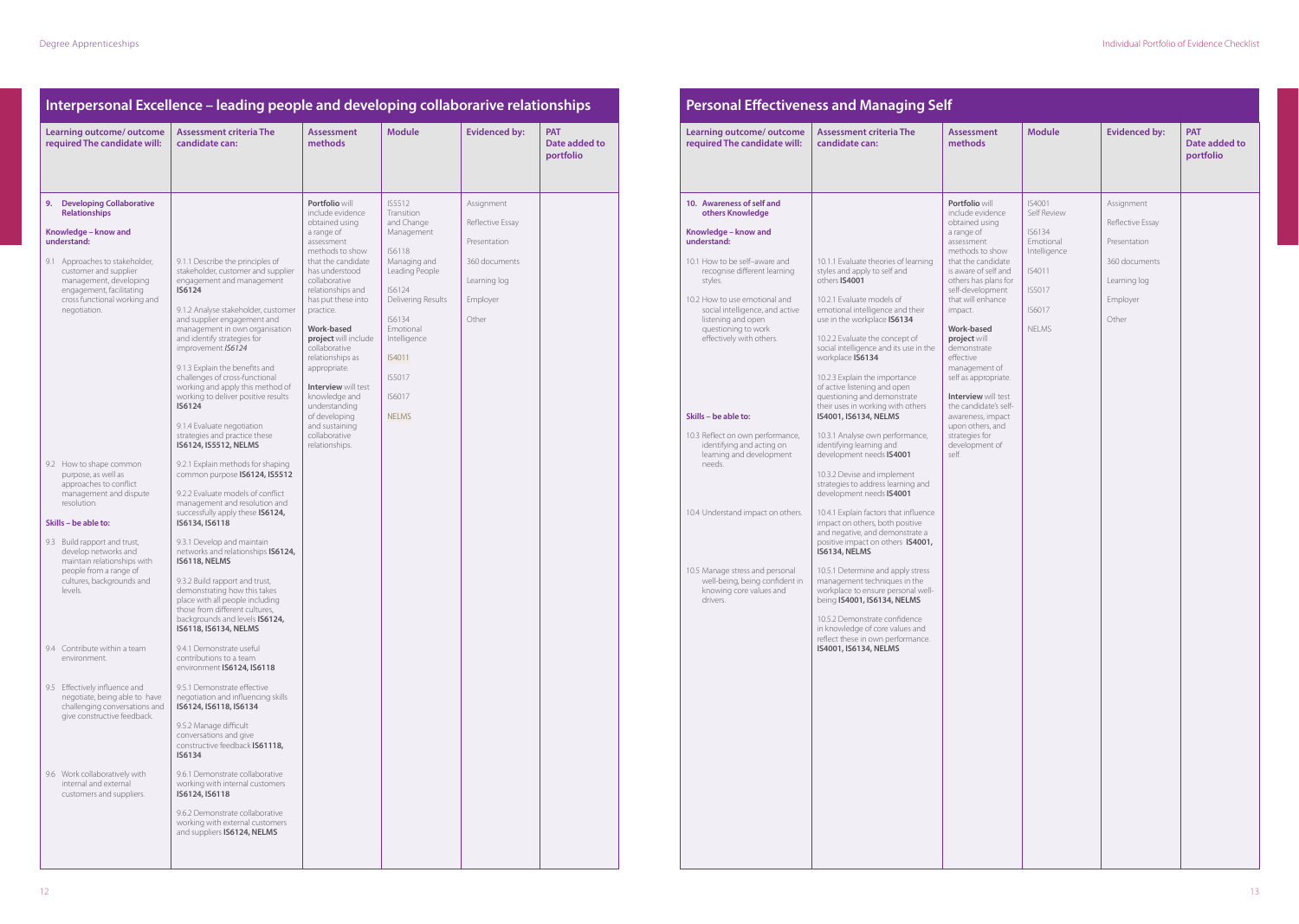## Interpersonal Excellence – leading people and developing collaborarive relationships

| Learning outcome/ outcome required The candidate will: | Assessment criteria The candidate can: | Assessment methods | Module | Evidenced by: | PAT Date added to portfolio |
|---|---|---|---|---|---|
| **9. Developing Collaborative Relationships**<br><br>**Knowledge – know and understand:**<br><br>9.1 Approaches to stakeholder, customer and supplier management, developing engagement, facilitating cross functional working and negotiation. | 9.1.1 Describe the principles of stakeholder, customer and supplier engagement and management **IS6124**<br><br>9.1.2 Analyse stakeholder, customer and supplier engagement and management in own organisation and identify strategies for improvement *IS6124*<br><br>9.1.3 Explain the benefits and challenges of cross-functional working and apply this method of working to deliver positive results **IS6124**<br><br>9.1.4 Evaluate negotiation strategies and practice these **IS6124, IS5512, NELMS** | **Portfolio** will include evidence obtained using a range of assessment methods to show that the candidate has understood collaborative relationships and has put these into practice.<br><br>**Work-based project** will include collaborative relationships as appropriate.<br><br>**Interview** will test knowledge and understanding of developing and sustaining collaborative relationships. | IS5512 Transition and Change Management<br><br>IS6118 Managing and Leading People<br><br>IS6124 Delivering Results<br><br>IS6134 Emotional Intelligence<br><br>IS4011<br><br>IS5017<br><br>IS6017<br><br>NELMS | Assignment<br><br>Reflective Essay<br><br>Presentation<br><br>360 documents<br><br>Learning log<br><br>Employer<br><br>Other | |
| 9.2 How to shape common purpose, as well as approaches to conflict management and dispute resolution. | 9.2.1 Explain methods for shaping common purpose **IS6124, IS5512**<br><br>9.2.2 Evaluate models of conflict management and resolution and successfully apply these **IS6124, IS6134, IS6118** | | | | |
| **Skills – be able to:**<br><br>9.3 Build rapport and trust, develop networks and maintain relationships with people from a range of cultures, backgrounds and levels. | 9.3.1 Develop and maintain networks and relationships **IS6124, IS6118, NELMS**<br><br>9.3.2 Build rapport and trust, demonstrating how this takes place with all people including those from different cultures, backgrounds and levels **IS6124, IS6118, IS6134, NELMS** | | | | |
| 9.4 Contribute within a team environment. | 9.4.1 Demonstrate useful contributions to a team environment **IS6124, IS6118** | | | | |
| 9.5 Effectively influence and negotiate, being able to have challenging conversations and give constructive feedback. | 9.5.1 Demonstrate effective negotiation and influencing skills **IS6124, IS6118, IS6134**<br><br>9.5.2 Manage difficult conversations and give constructive feedback **IS61118, IS6134** | | | | |
| 9.6 Work collaboratively with internal and external customers and suppliers. | 9.6.1 Demonstrate collaborative working with internal customers **IS6124, IS6118**<br><br>9.6.2 Demonstrate collaborative working with external customers and suppliers **IS6124, NELMS** | | | | |

## Personal Effectiveness and Managing Self

| Learning outcome/ outcome required The candidate will: | Assessment criteria The candidate can: | Assessment methods | Module | Evidenced by: | PAT Date added to portfolio |
|---|---|---|---|---|---|
| **10. Awareness of self and others Knowledge**<br><br>**Knowledge – know and understand:**<br><br>10.1 How to be self–aware and recognise different learning styles. | 10.1.1 Evaluate theories of learning styles and apply to self and others **IS4001** | **Portfolio** will include evidence obtained using a range of assessment methods to show that the candidate is aware of self and others has plans for self-development that will enhance impact.<br><br>**Work-based project** will demonstrate effective management of self as appropriate.<br><br>**Interview** will test the candidate's self-awareness, impact upon others, and strategies for development of self. | IS4001 Self Review<br><br>IS6134 Emotional Intelligence<br><br>IS4011<br><br>IS5017<br><br>IS6017<br><br>NELMS | Assignment<br><br>Reflective Essay<br><br>Presentation<br><br>360 documents<br><br>Learning log<br><br>Employer<br><br>Other | |
| 10.2 How to use emotional and social intelligence, and active listening and open questioning to work effectively with others. | 10.2.1 Evaluate models of emotional intelligence and their use in the workplace **IS6134**<br><br>10.2.2 Evaluate the concept of social intelligence and its use in the workplace **IS6134**<br><br>10.2.3 Explain the importance of active listening and open questioning and demonstrate their uses in working with others **IS4001, IS6134, NELMS** | | | | |
| **Skills – be able to:**<br><br>10.3 Reflect on own performance, identifying and acting on learning and development needs. | 10.3.1 Analyse own performance, identifying learning and development needs **IS4001**<br><br>10.3.2 Devise and implement strategies to address learning and development needs **IS4001** | | | | |
| 10.4 Understand impact on others. | 10.4.1 Explain factors that influence impact on others, both positive and negative, and demonstrate a positive impact on others **IS4001, IS6134, NELMS** | | | | |
| 10.5 Manage stress and personal well-being, being confident in knowing core values and drivers. | 10.5.1 Determine and apply stress management techniques in the workplace to ensure personal well-being **IS4001, IS6134, NELMS**<br><br>10.5.2 Demonstrate confidence in knowledge of core values and reflect these in own performance. **IS4001, IS6134, NELMS** | | | | |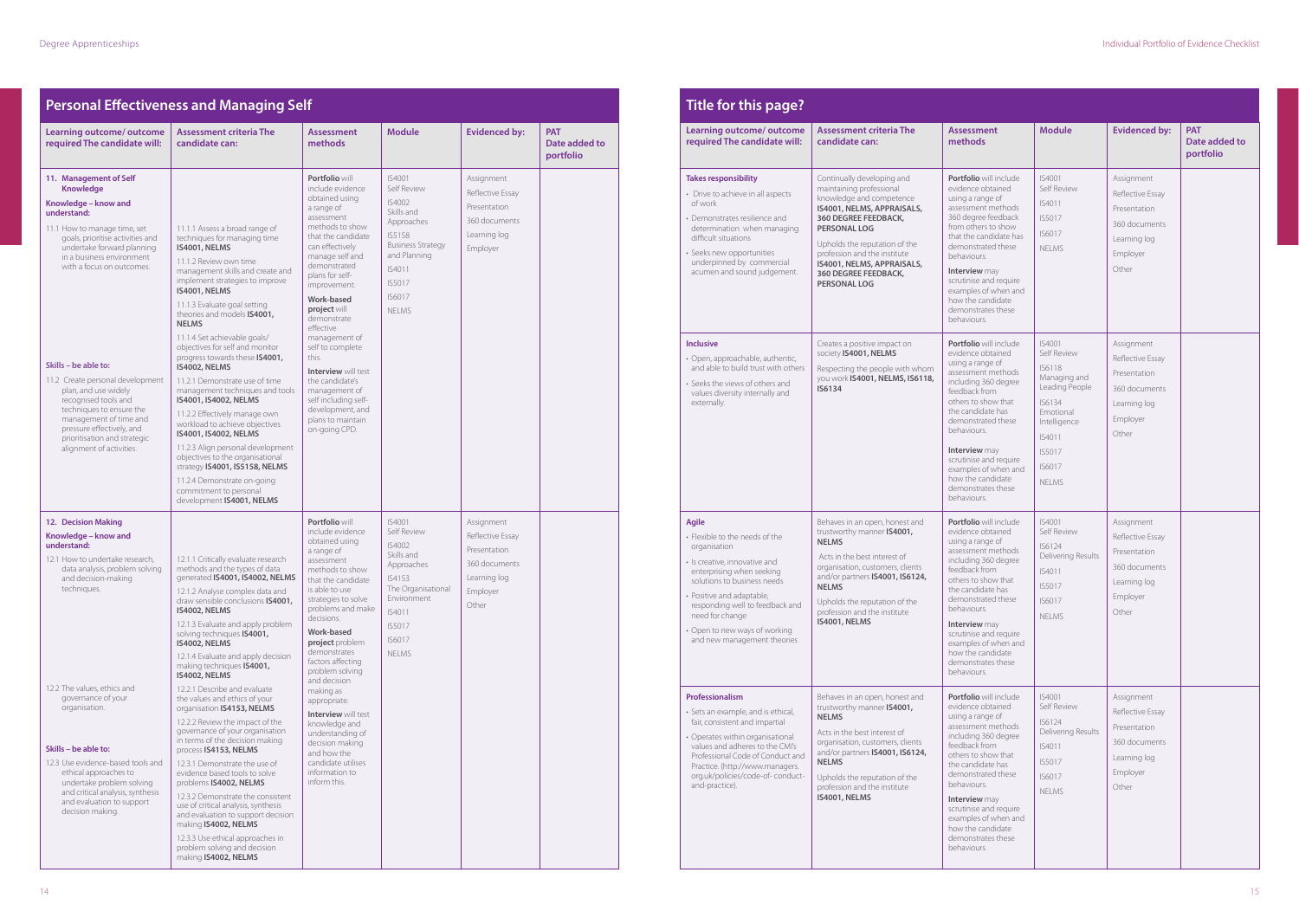## Personal Effectiveness and Managing Self

| Learning outcome/ outcome required The candidate will: | Assessment criteria The candidate can: | Assessment methods | Module | Evidenced by: | PAT Date added to portfolio |
|---|---|---|---|---|---|
| **11. Management of Self Knowledge**<br>**Knowledge – know and understand:**<br>11.1 How to manage time, set goals, prioritise activities and undertake forward planning in a business environment with a focus on outcomes.<br><br>**Skills – be able to:**<br>11.2 Create personal development plan, and use widely recognised tools and techniques to ensure the management of time and pressure effectively, and prioritisation and strategic alignment of activities. | 11.1.1 Assess a broad range of techniques for managing time **IS4001, NELMS**<br>11.1.2 Review own time management skills and create and implement strategies to improve **IS4001, NELMS**<br>11.1.3 Evaluate goal setting theories and models **IS4001, NELMS**<br>11.1.4 Set achievable goals/ objectives for self and monitor progress towards these **IS4001, IS4002, NELMS**<br>11.2.1 Demonstrate use of time management techniques and tools **IS4001, IS4002, NELMS**<br>11.2.2 Effectively manage own workload to achieve objectives **IS4001, IS4002, NELMS**<br>11.2.3 Align personal development objectives to the organisational strategy **IS4001, IS5158, NELMS**<br>11.2.4 Demonstrate on-going commitment to personal development **IS4001, NELMS** | **Portfolio** will include evidence obtained using a range of assessment methods to show that the candidate can effectively manage self and demonstrated plans for self-improvement.<br>**Work-based project** will demonstrate effective management of self to complete this.<br>**Interview** will test the candidate's management of self including self-development, and plans to maintain on-going CPD. | IS4001 Self Review<br>IS4002 Skills and Approaches<br>IS5158 Business Strategy and Planning<br>IS4011<br>IS5017<br>IS6017<br>NELMS | Assignment<br>Reflective Essay<br>Presentation<br>360 documents<br>Learning log<br>Employer | |
| **12. Decision Making**<br>**Knowledge – know and understand:**<br>12.1 How to undertake research, data analysis, problem solving and decision-making techniques.<br><br>12.2 The values, ethics and governance of your organisation.<br><br>**Skills – be able to:**<br>12.3 Use evidence-based tools and ethical approaches to undertake problem solving and critical analysis, synthesis and evaluation to support decision making. | 12.1.1 Critically evaluate research methods and the types of data generated **IS4001, IS4002, NELMS**<br>12.1.2 Analyse complex data and draw sensible conclusions **IS4001, IS4002, NELMS**<br>12.1.3 Evaluate and apply problem solving techniques **IS4001, IS4002, NELMS**<br>12.1.4 Evaluate and apply decision making techniques **IS4001, IS4002, NELMS**<br>12.2.1 Describe and evaluate the values and ethics of your organisation **IS4153, NELMS**<br>12.2.2 Review the impact of the governance of your organisation in terms of the decision making process **IS4153, NELMS**<br>12.3.1 Demonstrate the use of evidence based tools to solve problems **IS4002, NELMS**<br>12.3.2 Demonstrate the consistent use of critical analysis, synthesis and evaluation to support decision making **IS4002, NELMS**<br>12.3.3 Use ethical approaches in problem solving and decision making **IS4002, NELMS** | **Portfolio** will include evidence obtained using a range of assessment methods to show that the candidate is able to use strategies to solve problems and make decisions.<br>**Work-based project** problem demonstrates factors affecting problem solving and decision making as appropriate.<br>**Interview** will test knowledge and understanding of decision making and how the candidate utilises information to inform this. | IS4001 Self Review<br>IS4002 Skills and Approaches<br>IS4153 The Organisational Environment<br>IS4011<br>IS5017<br>IS6017<br>NELMS | Assignment<br>Reflective Essay<br>Presentation<br>360 documents<br>Learning log<br>Employer<br>Other | |

## Title for this page?

| Learning outcome/ outcome required The candidate will: | Assessment criteria The candidate can: | Assessment methods | Module | Evidenced by: | PAT Date added to portfolio |
|---|---|---|---|---|---|
| **Takes responsibility**<br>• Drive to achieve in all aspects of work<br>• Demonstrates resilience and determination when managing difficult situations<br>• Seeks new opportunities underpinned by commercial acumen and sound judgement. | Continually developing and maintaining professional knowledge and competence **IS4001, NELMS, APPRAISALS, 360 DEGREE FEEDBACK, PERSONAL LOG**<br>Upholds the reputation of the profession and the institute **IS4001, NELMS, APPRAISALS, 360 DEGREE FEEDBACK, PERSONAL LOG** | **Portfolio** will include evidence obtained using a range of assessment methods 360 degree feedback from others to show that the candidate has demonstrated these behaviours.<br>**Interview** may scrutinise and require examples of when and how the candidate demonstrates these behaviours. | IS4001 Self Review<br>IS4011<br>IS5017<br>IS6017<br>NELMS | Assignment<br>Reflective Essay<br>Presentation<br>360 documents<br>Learning log<br>Employer<br>Other | |
| **Inclusive**<br>• Open, approachable, authentic, and able to build trust with others<br>• Seeks the views of others and values diversity internally and externally. | Creates a positive impact on society **IS4001, NELMS**<br>Respecting the people with whom you work **IS4001, NELMS, IS6118, IS6134** | **Portfolio** will include evidence obtained using a range of assessment methods including 360 degree feedback from others to show that the candidate has demonstrated these behaviours.<br>**Interview** may scrutinise and require examples of when and how the candidate demonstrates these behaviours. | IS4001 Self Review<br>IS6118 Managing and Leading People<br>IS6134 Emotional Intelligence<br>IS4011<br>IS5017<br>IS6017<br>NELMS | Assignment<br>Reflective Essay<br>Presentation<br>360 documents<br>Learning log<br>Employer<br>Other | |
| **Agile**<br>• Flexible to the needs of the organisation<br>• Is creative, innovative and enterprising when seeking solutions to business needs<br>• Positive and adaptable, responding well to feedback and need for change<br>• Open to new ways of working and new management theories | Behaves in an open, honest and trustworthy manner **IS4001, NELMS**<br>Acts in the best interest of organisation, customers, clients and/or partners **IS4001, IS6124, NELMS**<br>Upholds the reputation of the profession and the institute **IS4001, NELMS** | **Portfolio** will include evidence obtained using a range of assessment methods including 360 degree feedback from others to show that the candidate has demonstrated these behaviours.<br>**Interview** may scrutinise and require examples of when and how the candidate demonstrates these behaviours. | IS4001 Self Review<br>IS6124 Delivering Results<br>IS4011<br>IS5017<br>IS6017<br>NELMS | Assignment<br>Reflective Essay<br>Presentation<br>360 documents<br>Learning log<br>Employer<br>Other | |
| **Professionalism**<br>• Sets an example, and is ethical, fair, consistent and impartial<br>• Operates within organisational values and adheres to the CMI's Professional Code of Conduct and Practice. (http://www.managers.org.uk/policies/code-of- conduct-and-practice). | Behaves in an open, honest and trustworthy manner **IS4001, NELMS**<br>Acts in the best interest of organisation, customers, clients and/or partners **IS4001, IS6124, NELMS**<br>Upholds the reputation of the profession and the institute **IS4001, NELMS** | **Portfolio** will include evidence obtained using a range of assessment methods including 360 degree feedback from others to show that the candidate has demonstrated these behaviours.<br>**Interview** may scrutinise and require examples of when and how the candidate demonstrates these behaviours. | IS4001 Self Review<br>IS6124 Delivering Results<br>IS4011<br>IS5017<br>IS6017<br>NELMS | Assignment<br>Reflective Essay<br>Presentation<br>360 documents<br>Learning log<br>Employer<br>Other | |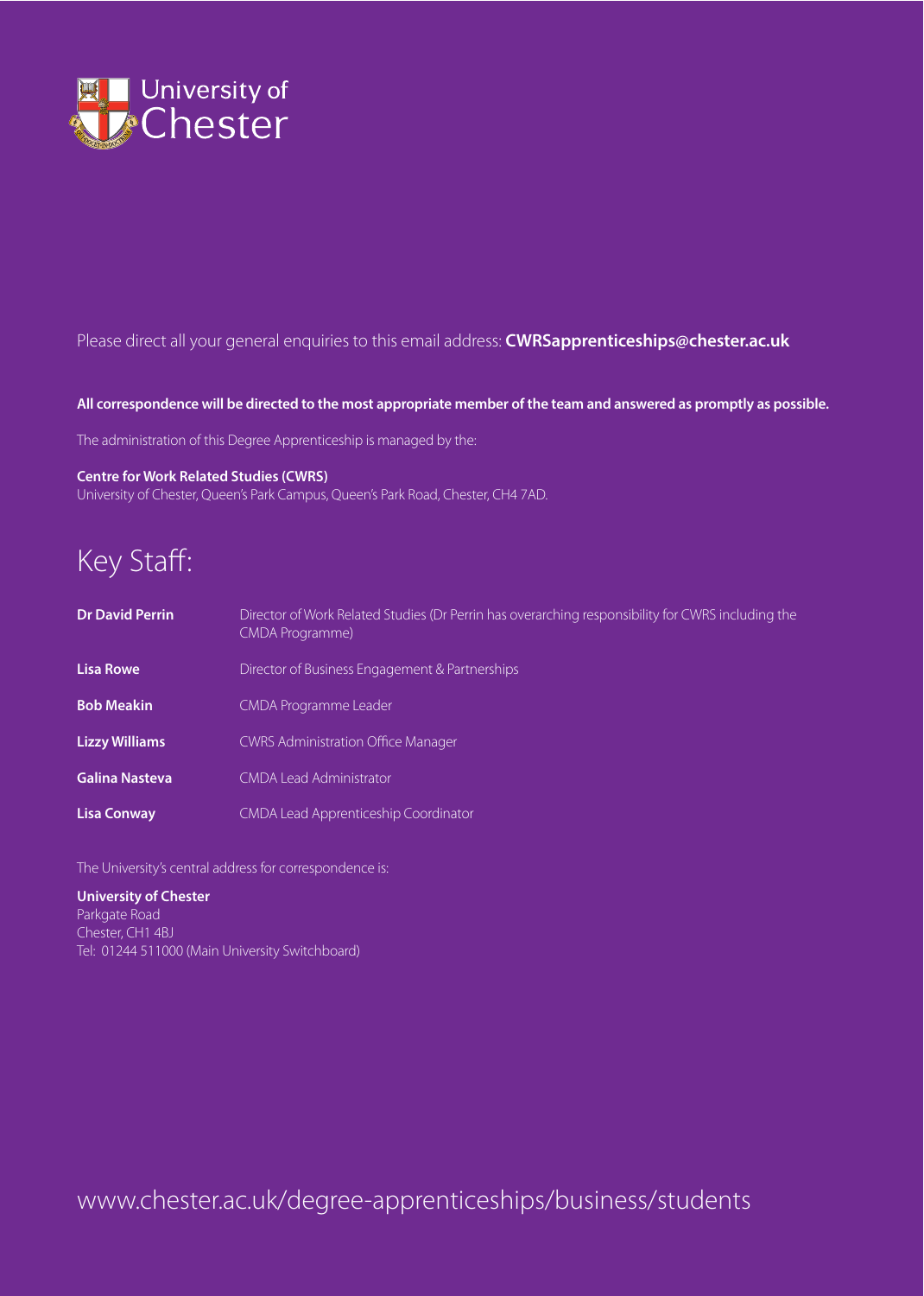University of Chester

Please direct all your general enquiries to this email address: **CWRSapprenticeships@chester.ac.uk**

**All correspondence will be directed to the most appropriate member of the team and answered as promptly as possible.**

The administration of this Degree Apprenticeship is managed by the:

**Centre for Work Related Studies (CWRS)**
University of Chester, Queen's Park Campus, Queen's Park Road, Chester, CH4 7AD.

## Key Staff:

| | |
|---|---|
| **Dr David Perrin** | Director of Work Related Studies (Dr Perrin has overarching responsibility for CWRS including the CMDA Programme) |
| **Lisa Rowe** | Director of Business Engagement & Partnerships |
| **Bob Meakin** | CMDA Programme Leader |
| **Lizzy Williams** | CWRS Administration Office Manager |
| **Galina Nasteva** | CMDA Lead Administrator |
| **Lisa Conway** | CMDA Lead Apprenticeship Coordinator |

The University's central address for correspondence is:

**University of Chester**
Parkgate Road
Chester, CH1 4BJ
Tel: 01244 511000 (Main University Switchboard)

www.chester.ac.uk/degree-apprenticeships/business/students